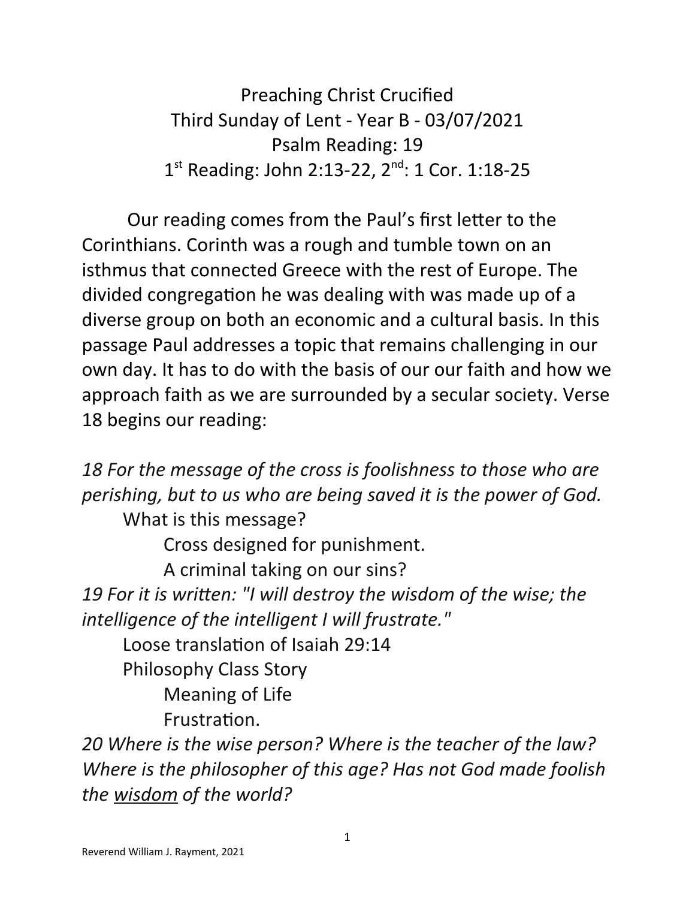# Preaching Christ Crucified

## Third Sunday of Lent - Year B - 03/07/2021

Psalm Reading: 19

1st Reading: John 2:13-22, 2nd: 1 Cor. 1:18-25

Our reading comes from the Paul's first letter to the Corinthians. Corinth was a rough and tumble town on an isthmus that connected Greece with the rest of Europe. The divided congregation he was dealing with was made up of a diverse group on both an economic and a cultural basis. In this passage Paul addresses a topic that remains challenging in our own day. It has to do with the basis of our our faith and how we approach faith as we are surrounded by a secular society. Verse 18 begins our reading:

*18 For the message of the cross is foolishness to those who are perishing, but to us who are being saved it is the power of God.*

- What is this message?
    - Cross designed for punishment.
    - A criminal taking on our sins?

*19 For it is written: "I will destroy the wisdom of the wise; the intelligence of the intelligent I will frustrate."*

- Loose translation of Isaiah 29:14
- Philosophy Class Story
    - Meaning of Life
    - Frustration.

*20 Where is the wise person? Where is the teacher of the law? Where is the philosopher of this age? Has not God made foolish the <u>wisdom</u> of the world?*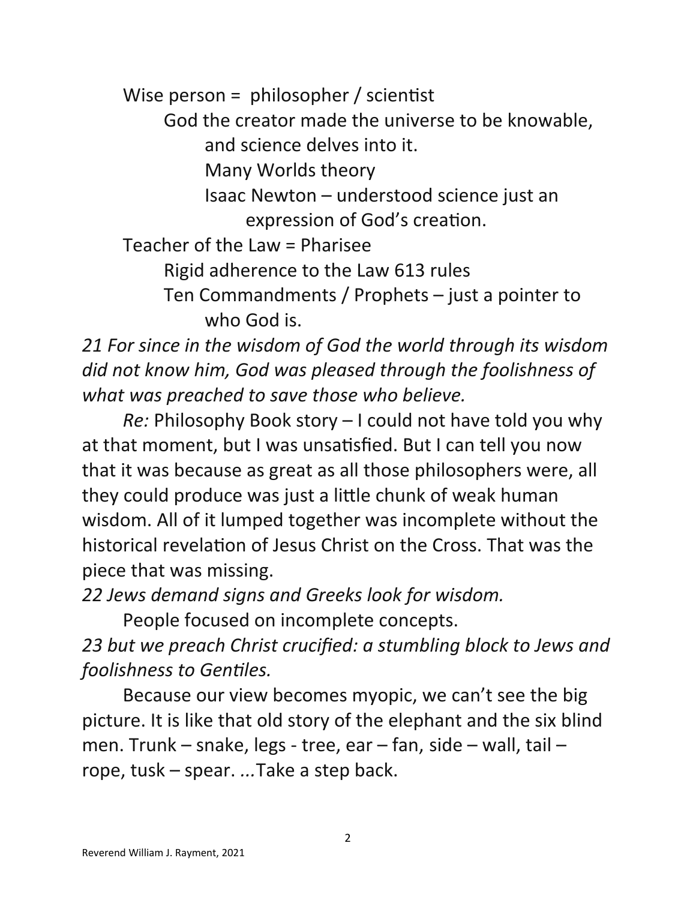Wise person = philosopher / scientist

- God the creator made the universe to be knowable, and science delves into it.
    - Many Worlds theory
    - Isaac Newton – understood science just an expression of God's creation.

Teacher of the Law = Pharisee

- Rigid adherence to the Law 613 rules
- Ten Commandments / Prophets – just a pointer to who God is.

*21 For since in the wisdom of God the world through its wisdom did not know him, God was pleased through the foolishness of what was preached to save those who believe.*

*Re:* Philosophy Book story – I could not have told you why at that moment, but I was unsatisfied. But I can tell you now that it was because as great as all those philosophers were, all they could produce was just a little chunk of weak human wisdom. All of it lumped together was incomplete without the historical revelation of Jesus Christ on the Cross. That was the piece that was missing.

*22 Jews demand signs and Greeks look for wisdom.*

People focused on incomplete concepts.

*23 but we preach Christ crucified: a stumbling block to Jews and foolishness to Gentiles.*

Because our view becomes myopic, we can't see the big picture. It is like that old story of the elephant and the six blind men. Trunk – snake, legs - tree, ear – fan, side – wall, tail – rope, tusk – spear. ...Take a step back.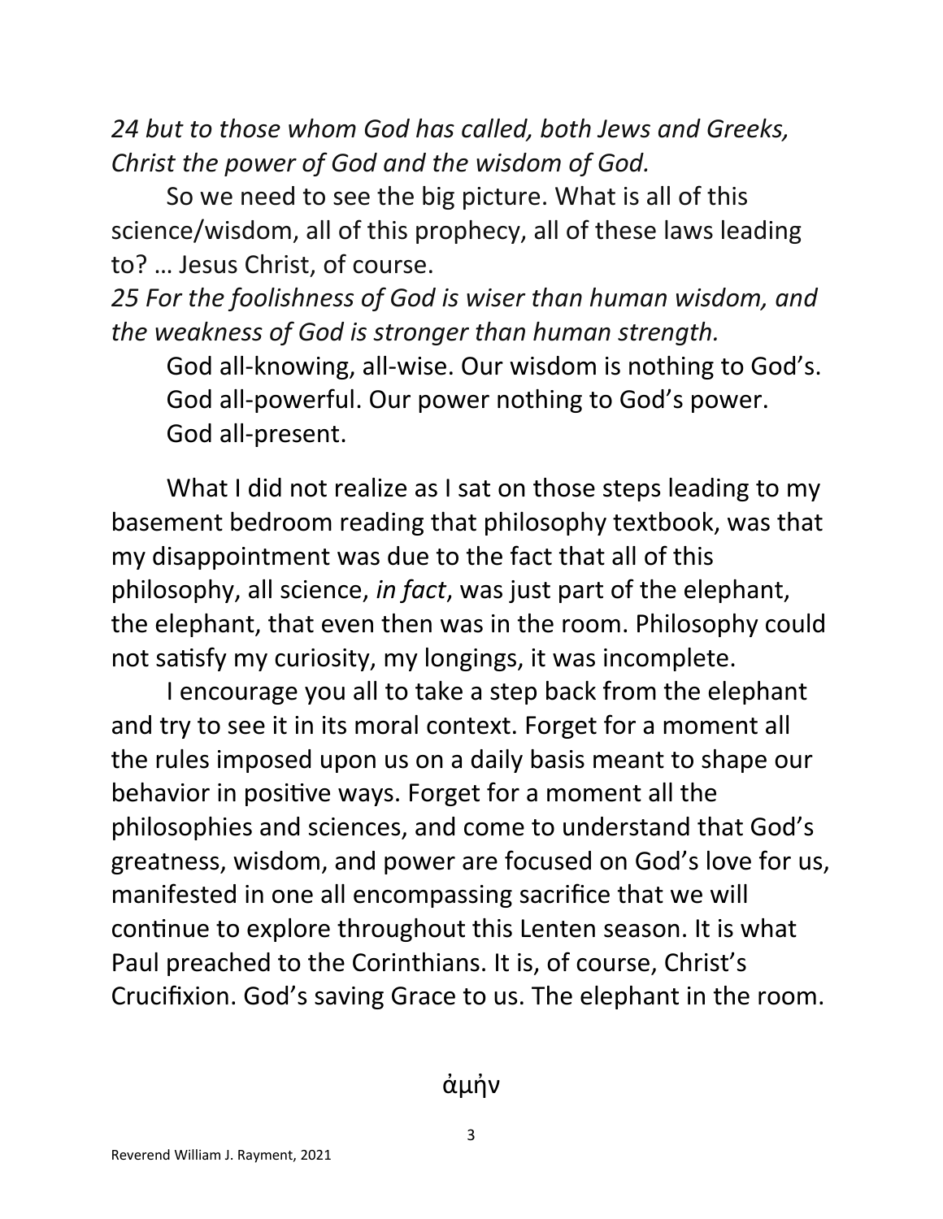*24 but to those whom God has called, both Jews and Greeks, Christ the power of God and the wisdom of God.*

So we need to see the big picture. What is all of this science/wisdom, all of this prophecy, all of these laws leading to? … Jesus Christ, of course.

*25 For the foolishness of God is wiser than human wisdom, and the weakness of God is stronger than human strength.*

God all-knowing, all-wise. Our wisdom is nothing to God's.
God all-powerful. Our power nothing to God's power.
God all-present.

What I did not realize as I sat on those steps leading to my basement bedroom reading that philosophy textbook, was that my disappointment was due to the fact that all of this philosophy, all science, *in fact*, was just part of the elephant, the elephant, that even then was in the room. Philosophy could not satisfy my curiosity, my longings, it was incomplete.

I encourage you all to take a step back from the elephant and try to see it in its moral context. Forget for a moment all the rules imposed upon us on a daily basis meant to shape our behavior in positive ways. Forget for a moment all the philosophies and sciences, and come to understand that God's greatness, wisdom, and power are focused on God's love for us, manifested in one all encompassing sacrifice that we will continue to explore throughout this Lenten season. It is what Paul preached to the Corinthians. It is, of course, Christ's Crucifixion. God's saving Grace to us. The elephant in the room.

ἀμὴν

Reverend William J. Rayment, 2021